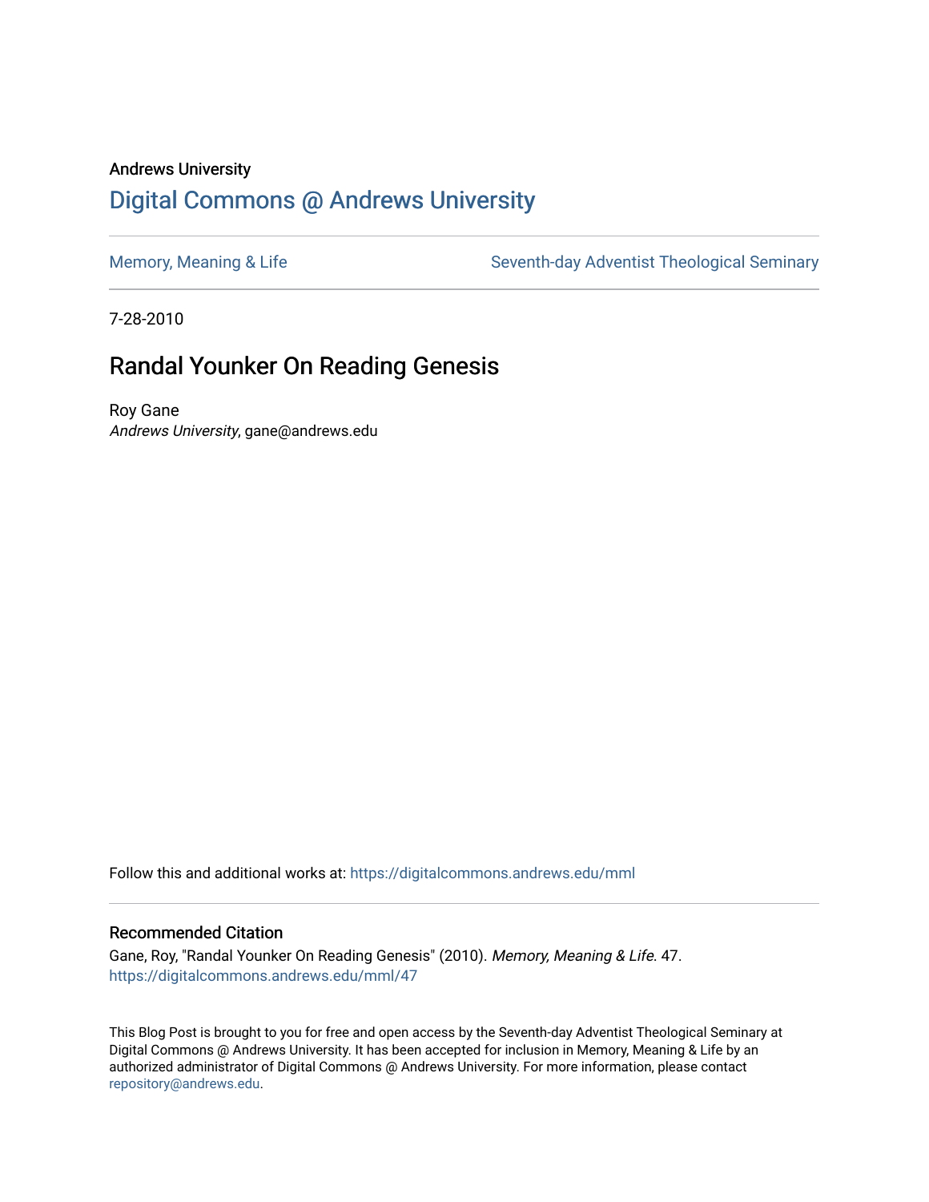Andrews University

# Digital Commons @ Andrews University

Memory, Meaning & Life

Seventh-day Adventist Theological Seminary

7-28-2010

## Randal Younker On Reading Genesis

Roy Gane
*Andrews University*, gane@andrews.edu

Follow this and additional works at: https://digitalcommons.andrews.edu/mml

### Recommended Citation

Gane, Roy, "Randal Younker On Reading Genesis" (2010). *Memory, Meaning & Life*. 47.
https://digitalcommons.andrews.edu/mml/47

This Blog Post is brought to you for free and open access by the Seventh-day Adventist Theological Seminary at Digital Commons @ Andrews University. It has been accepted for inclusion in Memory, Meaning & Life by an authorized administrator of Digital Commons @ Andrews University. For more information, please contact repository@andrews.edu.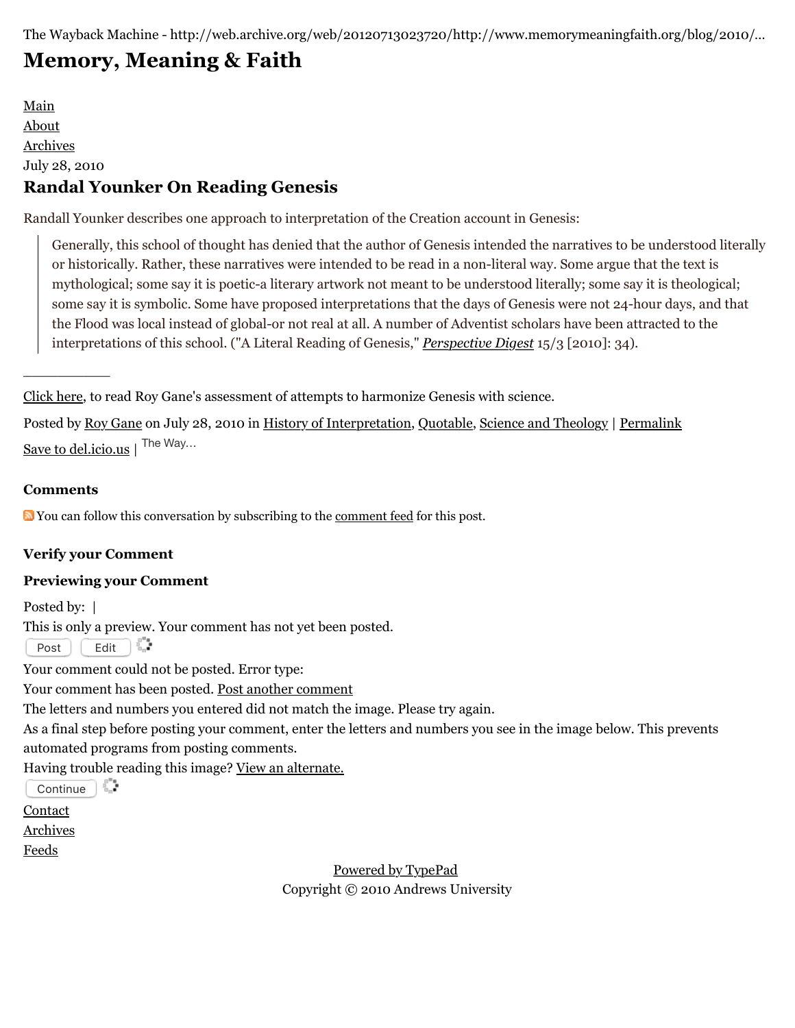The Wayback Machine - http://web.archive.org/web/20120713023720/http://www.memorymeaningfaith.org/blog/2010/...

# Memory, Meaning & Faith

[Main](#)
[About](#)
[Archives](#)

July 28, 2010

## Randal Younker On Reading Genesis

Randall Younker describes one approach to interpretation of the Creation account in Genesis:

> Generally, this school of thought has denied that the author of Genesis intended the narratives to be understood literally or historically. Rather, these narratives were intended to be read in a non-literal way. Some argue that the text is mythological; some say it is poetic-a literary artwork not meant to be understood literally; some say it is theological; some say it is symbolic. Some have proposed interpretations that the days of Genesis were not 24-hour days, and that the Flood was local instead of global-or not real at all. A number of Adventist scholars have been attracted to the interpretations of this school. ("A Literal Reading of Genesis," ***Perspective Digest*** 15/3 [2010]: 34).

---

Click here, to read Roy Gane's assessment of attempts to harmonize Genesis with science.

Posted by Roy Gane on July 28, 2010 in History of Interpretation, Quotable, Science and Theology | Permalink

Save to del.icio.us | The Way...

### Comments

You can follow this conversation by subscribing to the comment feed for this post.

### Verify your Comment

### Previewing your Comment

Posted by: |

This is only a preview. Your comment has not yet been posted.

Post Edit

Your comment could not be posted. Error type:

Your comment has been posted. Post another comment

The letters and numbers you entered did not match the image. Please try again.

As a final step before posting your comment, enter the letters and numbers you see in the image below. This prevents automated programs from posting comments.

Having trouble reading this image? View an alternate.

Continue

Contact
Archives
Feeds

Powered by TypePad
Copyright © 2010 Andrews University